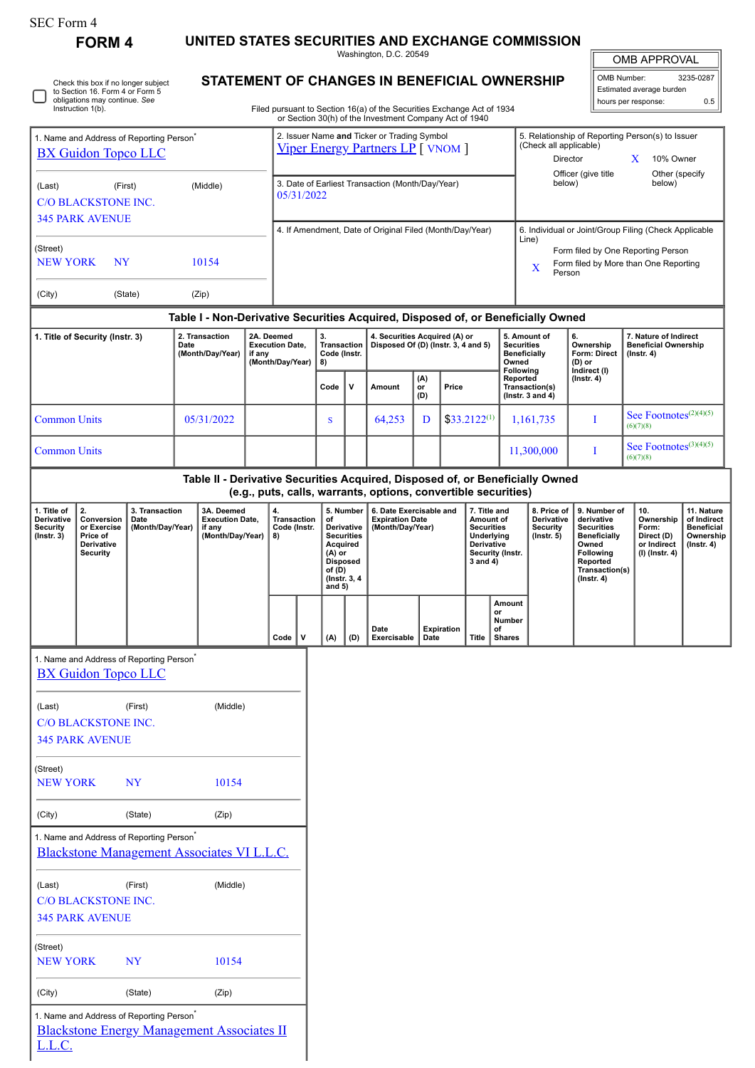SEC Form 4

# FORM 4

## UNITED STATES SECURITIES AND EXCHANGE COMMISSION

Washington, D.C. 20549

## STATEMENT OF CHANGES IN BENEFICIAL OWNERSHIP

Filed pursuant to Section 16(a) of the Securities Exchange Act of 1934 or Section 30(h) of the Investment Company Act of 1940

| OMB APPROVAL | |
|---|---|
| OMB Number: | 3235-0287 |
| Estimated average burden | |
| hours per response: | 0.5 |

☐ Check this box if no longer subject to Section 16. Form 4 or Form 5 obligations may continue. *See* Instruction 1(b).

1. Name and Address of Reporting Person*
BX Guidon Topco LLC

(Last) (First) (Middle)
C/O BLACKSTONE INC.
345 PARK AVENUE

(Street)
NEW YORK NY 10154

(City) (State) (Zip)

2. Issuer Name **and** Ticker or Trading Symbol
Viper Energy Partners LP [ VNOM ]

3. Date of Earliest Transaction (Month/Day/Year)
05/31/2022

4. If Amendment, Date of Original Filed (Month/Day/Year)

5. Relationship of Reporting Person(s) to Issuer (Check all applicable)
Director
X 10% Owner
Officer (give title below)
Other (specify below)

6. Individual or Joint/Group Filing (Check Applicable Line)
Form filed by One Reporting Person
X Form filed by More than One Reporting Person

### Table I - Non-Derivative Securities Acquired, Disposed of, or Beneficially Owned

| 1. Title of Security (Instr. 3) | 2. Transaction Date (Month/Day/Year) | 2A. Deemed Execution Date, if any (Month/Day/Year) | 3. Transaction Code (Instr. 8) | | 4. Securities Acquired (A) or Disposed Of (D) (Instr. 3, 4 and 5) | | | 5. Amount of Securities Beneficially Owned Following Reported Transaction(s) (Instr. 3 and 4) | 6. Ownership Form: Direct (D) or Indirect (I) (Instr. 4) | 7. Nature of Indirect Beneficial Ownership (Instr. 4) |
|---|---|---|---|---|---|---|---|---|---|---|
| | | | Code | V | Amount | (A) or (D) | Price | | | |
| Common Units | 05/31/2022 | | S | | 64,253 | D | $33.2122[1] | 1,161,735 | I | See Footnotes[2][4][5][6][7][8] |
| Common Units | | | | | | | | 11,300,000 | I | See Footnotes[3][4][5][6][7][8] |

### Table II - Derivative Securities Acquired, Disposed of, or Beneficially Owned (e.g., puts, calls, warrants, options, convertible securities)

| 1. Title of Derivative Security (Instr. 3) | 2. Conversion or Exercise Price of Derivative Security | 3. Transaction Date (Month/Day/Year) | 3A. Deemed Execution Date, if any (Month/Day/Year) | 4. Transaction Code (Instr. 8) | | 5. Number of Derivative Securities Acquired (A) or Disposed of (D) (Instr. 3, 4 and 5) | | 6. Date Exercisable and Expiration Date (Month/Day/Year) | | 7. Title and Amount of Securities Underlying Derivative Security (Instr. 3 and 4) | | 8. Price of Derivative Security (Instr. 5) | 9. Number of derivative Securities Beneficially Owned Following Reported Transaction(s) (Instr. 4) | 10. Ownership Form: Direct (D) or Indirect (I) (Instr. 4) | 11. Nature of Indirect Beneficial Ownership (Instr. 4) |
|---|---|---|---|---|---|---|---|---|---|---|---|---|---|---|---|
| | | | | Code | V | (A) | (D) | Date Exercisable | Expiration Date | Title | Amount or Number of Shares | | | | |

1. Name and Address of Reporting Person*
BX Guidon Topco LLC

(Last) (First) (Middle)
C/O BLACKSTONE INC.
345 PARK AVENUE

(Street)
NEW YORK NY 10154

(City) (State) (Zip)

1. Name and Address of Reporting Person*
Blackstone Management Associates VI L.L.C.

(Last) (First) (Middle)
C/O BLACKSTONE INC.
345 PARK AVENUE

(Street)
NEW YORK NY 10154

(City) (State) (Zip)

1. Name and Address of Reporting Person*
Blackstone Energy Management Associates II L.L.C.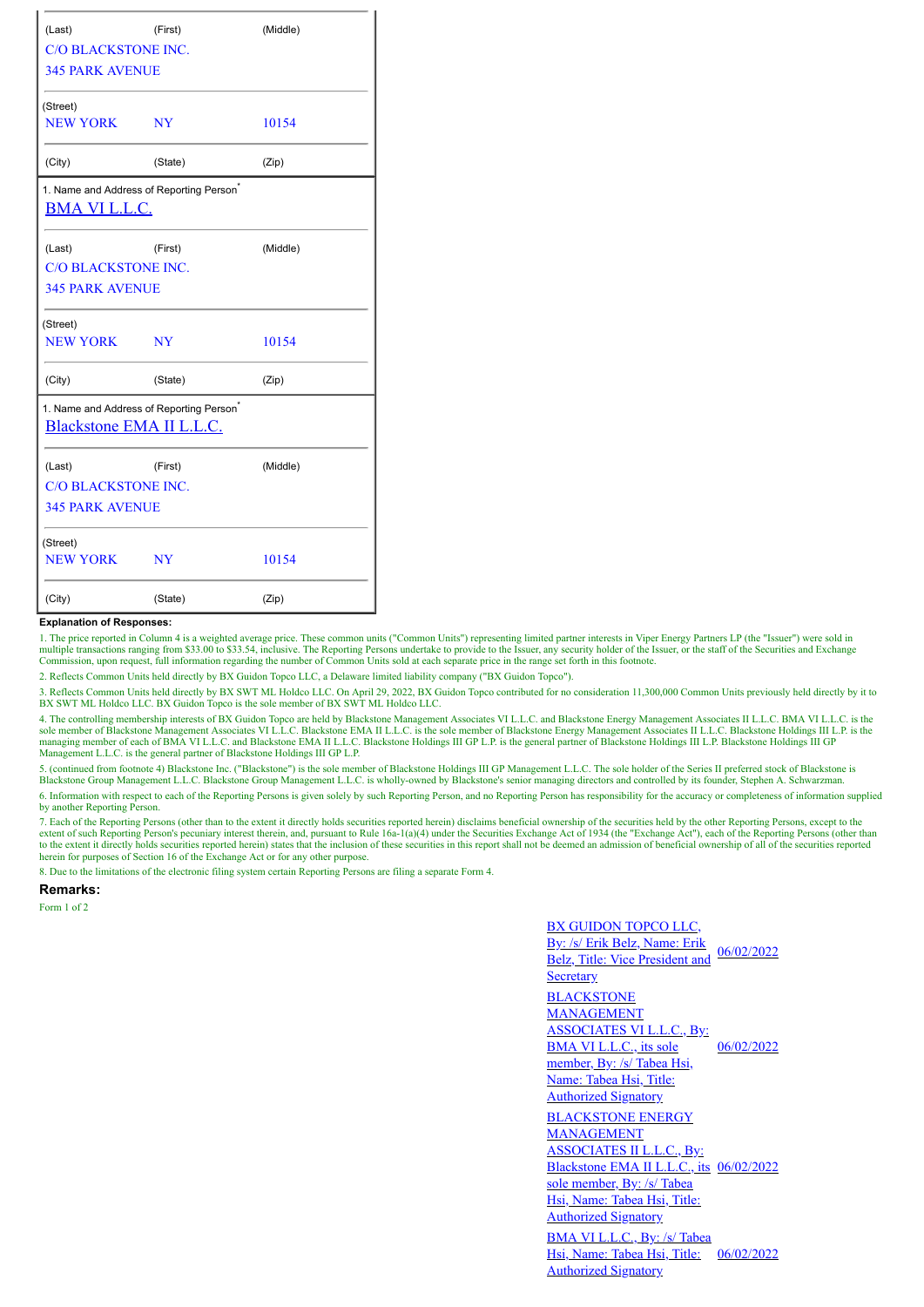| (Last) | (First) | (Middle) |
|---|---|---|
| C/O BLACKSTONE INC. | | |
| 345 PARK AVENUE | | |
| (Street) | | |
| NEW YORK | NY | 10154 |
| (City) | (State) | (Zip) |

1. Name and Address of Reporting Person*

[BMA VI L.L.C.]

| (Last) | (First) | (Middle) |
|---|---|---|
| C/O BLACKSTONE INC. | | |
| 345 PARK AVENUE | | |
| (Street) | | |
| NEW YORK | NY | 10154 |
| (City) | (State) | (Zip) |

1. Name and Address of Reporting Person*

[Blackstone EMA II L.L.C.]

| (Last) | (First) | (Middle) |
|---|---|---|
| C/O BLACKSTONE INC. | | |
| 345 PARK AVENUE | | |
| (Street) | | |
| NEW YORK | NY | 10154 |
| (City) | (State) | (Zip) |

**Explanation of Responses:**

1. The price reported in Column 4 is a weighted average price. These common units ("Common Units") representing limited partner interests in Viper Energy Partners LP (the "Issuer") were sold in multiple transactions ranging from $33.00 to $33.54, inclusive. The Reporting Persons undertake to provide to the Issuer, any security holder of the Issuer, or the staff of the Securities and Exchange Commission, upon request, full information regarding the number of Common Units sold at each separate price in the range set forth in this footnote.

2. Reflects Common Units held directly by BX Guidon Topco LLC, a Delaware limited liability company ("BX Guidon Topco").

3. Reflects Common Units held directly by BX SWT ML Holdco LLC. On April 29, 2022, BX Guidon Topco contributed for no consideration 11,300,000 Common Units previously held directly by it to BX SWT ML Holdco LLC. BX Guidon Topco is the sole member of BX SWT ML Holdco LLC.

4. The controlling membership interests of BX Guidon Topco are held by Blackstone Management Associates VI L.L.C. and Blackstone Energy Management Associates II L.L.C. BMA VI L.L.C. is the sole member of Blackstone Management Associates VI L.L.C. Blackstone EMA II L.L.C. is the sole member of Blackstone Energy Management Associates II L.L.C. Blackstone Holdings III L.P. is the managing member of each of BMA VI L.L.C. and Blackstone EMA II L.L.C. Blackstone Holdings III GP L.P. is the general partner of Blackstone Holdings III L.P. Blackstone Holdings III GP Management L.L.C. is the general partner of Blackstone Holdings III GP L.P.

5. (continued from footnote 4) Blackstone Inc. ("Blackstone") is the sole member of Blackstone Holdings III GP Management L.L.C. The sole holder of the Series II preferred stock of Blackstone is Blackstone Group Management L.L.C. Blackstone Group Management L.L.C. is wholly-owned by Blackstone's senior managing directors and controlled by its founder, Stephen A. Schwarzman.

6. Information with respect to each of the Reporting Persons is given solely by such Reporting Person, and no Reporting Person has responsibility for the accuracy or completeness of information supplied by another Reporting Person.

7. Each of the Reporting Persons (other than to the extent it directly holds securities reported herein) disclaims beneficial ownership of the securities held by the other Reporting Persons, except to the extent of such Reporting Person's pecuniary interest therein, and, pursuant to Rule 16a-1(a)(4) under the Securities Exchange Act of 1934 (the "Exchange Act"), each of the Reporting Persons (other than to the extent it directly holds securities reported herein) states that the inclusion of these securities in this report shall not be deemed an admission of beneficial ownership of all of the securities reported herein for purposes of Section 16 of the Exchange Act or for any other purpose.

8. Due to the limitations of the electronic filing system certain Reporting Persons are filing a separate Form 4.

**Remarks:**

Form 1 of 2

| | |
|---|---|
| BX GUIDON TOPCO LLC, By: /s/ Erik Belz, Name: Erik Belz, Title: Vice President and Secretary | 06/02/2022 |
| BLACKSTONE MANAGEMENT ASSOCIATES VI L.L.C., By: BMA VI L.L.C., its sole member, By: /s/ Tabea Hsi, Name: Tabea Hsi, Title: Authorized Signatory | 06/02/2022 |
| BLACKSTONE ENERGY MANAGEMENT ASSOCIATES II L.L.C., By: Blackstone EMA II L.L.C., its sole member, By: /s/ Tabea Hsi, Name: Tabea Hsi, Title: Authorized Signatory | 06/02/2022 |
| BMA VI L.L.C., By: /s/ Tabea Hsi, Name: Tabea Hsi, Title: Authorized Signatory | 06/02/2022 |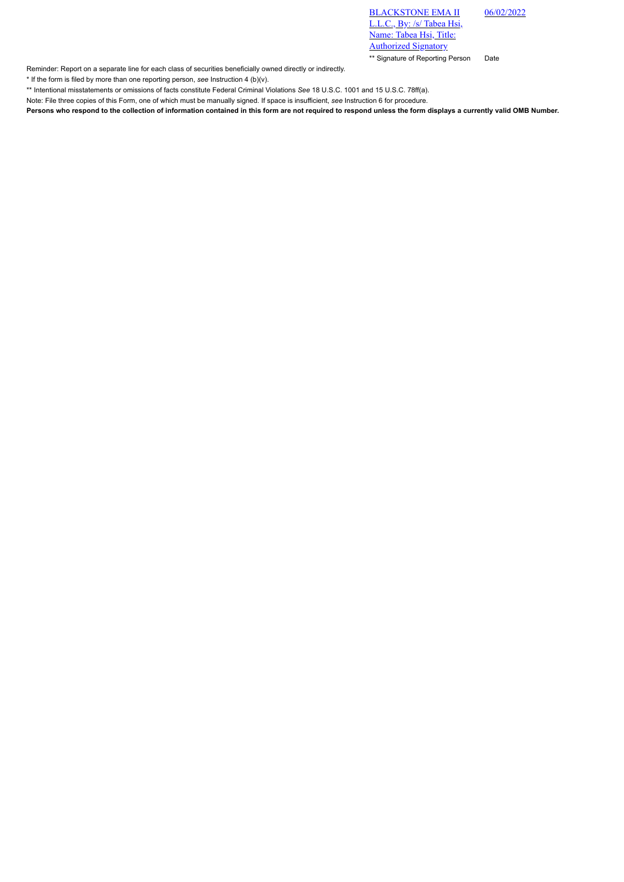| | |
|---|---|
| BLACKSTONE EMA II L.L.C., By: /s/ Tabea Hsi, Name: Tabea Hsi, Title: Authorized Signatory | 06/02/2022 |
| ** Signature of Reporting Person | Date |

Reminder: Report on a separate line for each class of securities beneficially owned directly or indirectly.

* If the form is filed by more than one reporting person, *see* Instruction 4 (b)(v).

** Intentional misstatements or omissions of facts constitute Federal Criminal Violations *See* 18 U.S.C. 1001 and 15 U.S.C. 78ff(a).

Note: File three copies of this Form, one of which must be manually signed. If space is insufficient, *see* Instruction 6 for procedure.

**Persons who respond to the collection of information contained in this form are not required to respond unless the form displays a currently valid OMB Number.**